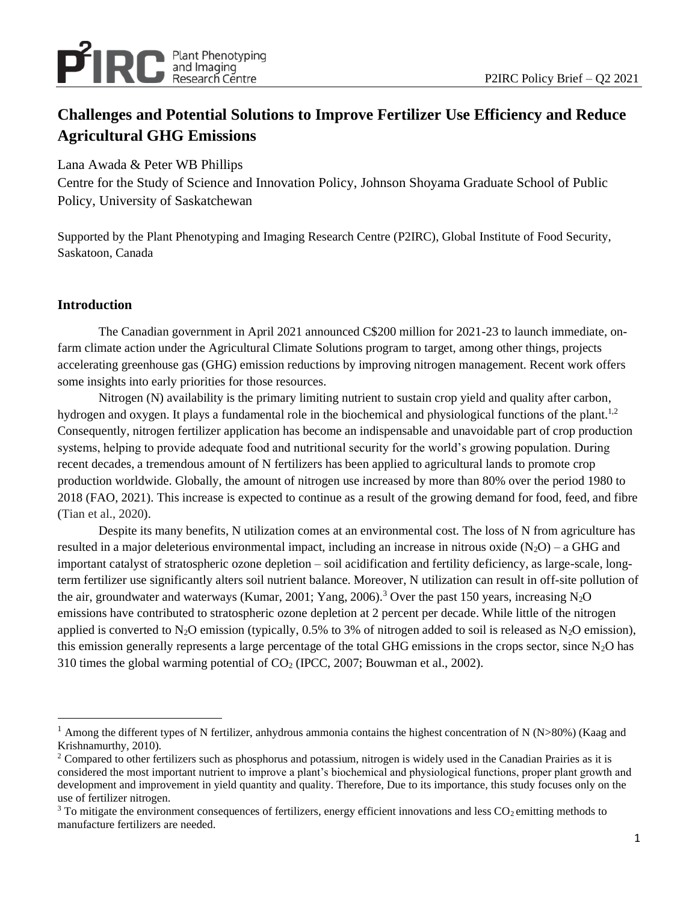# Challenges and Potential Solutions to Improve Fertilizer Use Efficiency and Reduce Agricultural GHG Emissions

Lana Awada & Peter WB Phillips

Centre for the Study of Science and Innovation Policy, Johnson Shoyama Graduate School of Public Policy, University of Saskatchewan

Supported by the Plant Phenotyping and Imaging Research Centre (P2IRC), Global Institute of Food Security, Saskatoon, Canada

## Introduction

The Canadian government in April 2021 announced C$200 million for 2021-23 to launch immediate, on-farm climate action under the Agricultural Climate Solutions program to target, among other things, projects accelerating greenhouse gas (GHG) emission reductions by improving nitrogen management. Recent work offers some insights into early priorities for those resources.

Nitrogen (N) availability is the primary limiting nutrient to sustain crop yield and quality after carbon, hydrogen and oxygen. It plays a fundamental role in the biochemical and physiological functions of the plant.[1,2] Consequently, nitrogen fertilizer application has become an indispensable and unavoidable part of crop production systems, helping to provide adequate food and nutritional security for the world's growing population. During recent decades, a tremendous amount of N fertilizers has been applied to agricultural lands to promote crop production worldwide. Globally, the amount of nitrogen use increased by more than 80% over the period 1980 to 2018 (FAO, 2021). This increase is expected to continue as a result of the growing demand for food, feed, and fibre (Tian et al., 2020).

Despite its many benefits, N utilization comes at an environmental cost. The loss of N from agriculture has resulted in a major deleterious environmental impact, including an increase in nitrous oxide ($N_2O$) – a GHG and important catalyst of stratospheric ozone depletion – soil acidification and fertility deficiency, as large-scale, long-term fertilizer use significantly alters soil nutrient balance. Moreover, N utilization can result in off-site pollution of the air, groundwater and waterways (Kumar, 2001; Yang, 2006).[3] Over the past 150 years, increasing $N_2O$ emissions have contributed to stratospheric ozone depletion at 2 percent per decade. While little of the nitrogen applied is converted to $N_2O$ emission (typically, 0.5% to 3% of nitrogen added to soil is released as $N_2O$ emission), this emission generally represents a large percentage of the total GHG emissions in the crops sector, since $N_2O$ has 310 times the global warming potential of $CO_2$ (IPCC, 2007; Bouwman et al., 2002).

---

[1] Among the different types of N fertilizer, anhydrous ammonia contains the highest concentration of N (N>80%) (Kaag and Krishnamurthy, 2010).

[2] Compared to other fertilizers such as phosphorus and potassium, nitrogen is widely used in the Canadian Prairies as it is considered the most important nutrient to improve a plant's biochemical and physiological functions, proper plant growth and development and improvement in yield quantity and quality. Therefore, Due to its importance, this study focuses only on the use of fertilizer nitrogen.

[3] To mitigate the environment consequences of fertilizers, energy efficient innovations and less $CO_2$ emitting methods to manufacture fertilizers are needed.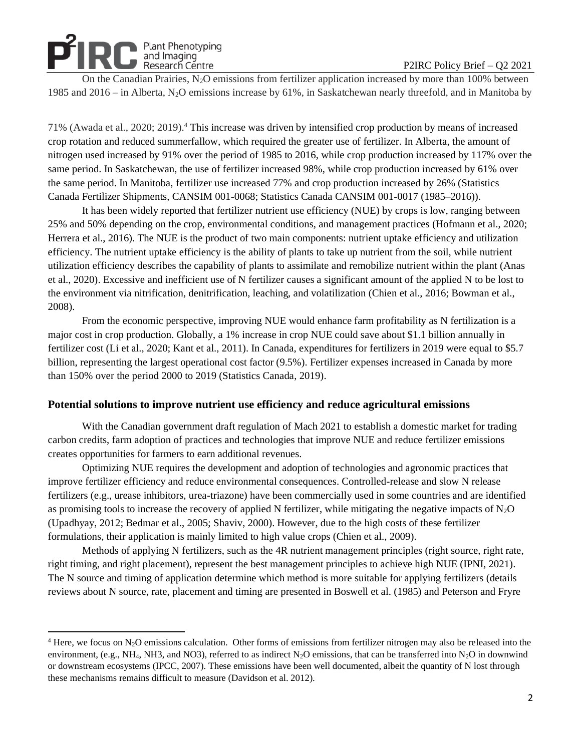On the Canadian Prairies, $N_2O$ emissions from fertilizer application increased by more than 100% between 1985 and 2016 – in Alberta, $N_2O$ emissions increase by 61%, in Saskatchewan nearly threefold, and in Manitoba by 71% (Awada et al., 2020; 2019).[4] This increase was driven by intensified crop production by means of increased crop rotation and reduced summerfallow, which required the greater use of fertilizer. In Alberta, the amount of nitrogen used increased by 91% over the period of 1985 to 2016, while crop production increased by 117% over the same period. In Saskatchewan, the use of fertilizer increased 98%, while crop production increased by 61% over the same period. In Manitoba, fertilizer use increased 77% and crop production increased by 26% (Statistics Canada Fertilizer Shipments, CANSIM 001-0068; Statistics Canada CANSIM 001-0017 (1985–2016)).

It has been widely reported that fertilizer nutrient use efficiency (NUE) by crops is low, ranging between 25% and 50% depending on the crop, environmental conditions, and management practices (Hofmann et al., 2020; Herrera et al., 2016). The NUE is the product of two main components: nutrient uptake efficiency and utilization efficiency. The nutrient uptake efficiency is the ability of plants to take up nutrient from the soil, while nutrient utilization efficiency describes the capability of plants to assimilate and remobilize nutrient within the plant (Anas et al., 2020). Excessive and inefficient use of N fertilizer causes a significant amount of the applied N to be lost to the environment via nitrification, denitrification, leaching, and volatilization (Chien et al., 2016; Bowman et al., 2008).

From the economic perspective, improving NUE would enhance farm profitability as N fertilization is a major cost in crop production. Globally, a 1% increase in crop NUE could save about $1.1 billion annually in fertilizer cost (Li et al., 2020; Kant et al., 2011). In Canada, expenditures for fertilizers in 2019 were equal to $5.7 billion, representing the largest operational cost factor (9.5%). Fertilizer expenses increased in Canada by more than 150% over the period 2000 to 2019 (Statistics Canada, 2019).

## Potential solutions to improve nutrient use efficiency and reduce agricultural emissions

With the Canadian government draft regulation of Mach 2021 to establish a domestic market for trading carbon credits, farm adoption of practices and technologies that improve NUE and reduce fertilizer emissions creates opportunities for farmers to earn additional revenues.

Optimizing NUE requires the development and adoption of technologies and agronomic practices that improve fertilizer efficiency and reduce environmental consequences. Controlled-release and slow N release fertilizers (e.g., urease inhibitors, urea-triazone) have been commercially used in some countries and are identified as promising tools to increase the recovery of applied N fertilizer, while mitigating the negative impacts of $N_2O$ (Upadhyay, 2012; Bedmar et al., 2005; Shaviv, 2000). However, due to the high costs of these fertilizer formulations, their application is mainly limited to high value crops (Chien et al., 2009).

Methods of applying N fertilizers, such as the 4R nutrient management principles (right source, right rate, right timing, and right placement), represent the best management principles to achieve high NUE (IPNI, 2021). The N source and timing of application determine which method is more suitable for applying fertilizers (details reviews about N source, rate, placement and timing are presented in Boswell et al. (1985) and Peterson and Fryre

[4] Here, we focus on $N_2O$ emissions calculation. Other forms of emissions from fertilizer nitrogen may also be released into the environment, (e.g., $NH_4$, NH3, and NO3), referred to as indirect $N_2O$ emissions, that can be transferred into $N_2O$ in downwind or downstream ecosystems (IPCC, 2007). These emissions have been well documented, albeit the quantity of N lost through these mechanisms remains difficult to measure (Davidson et al. 2012).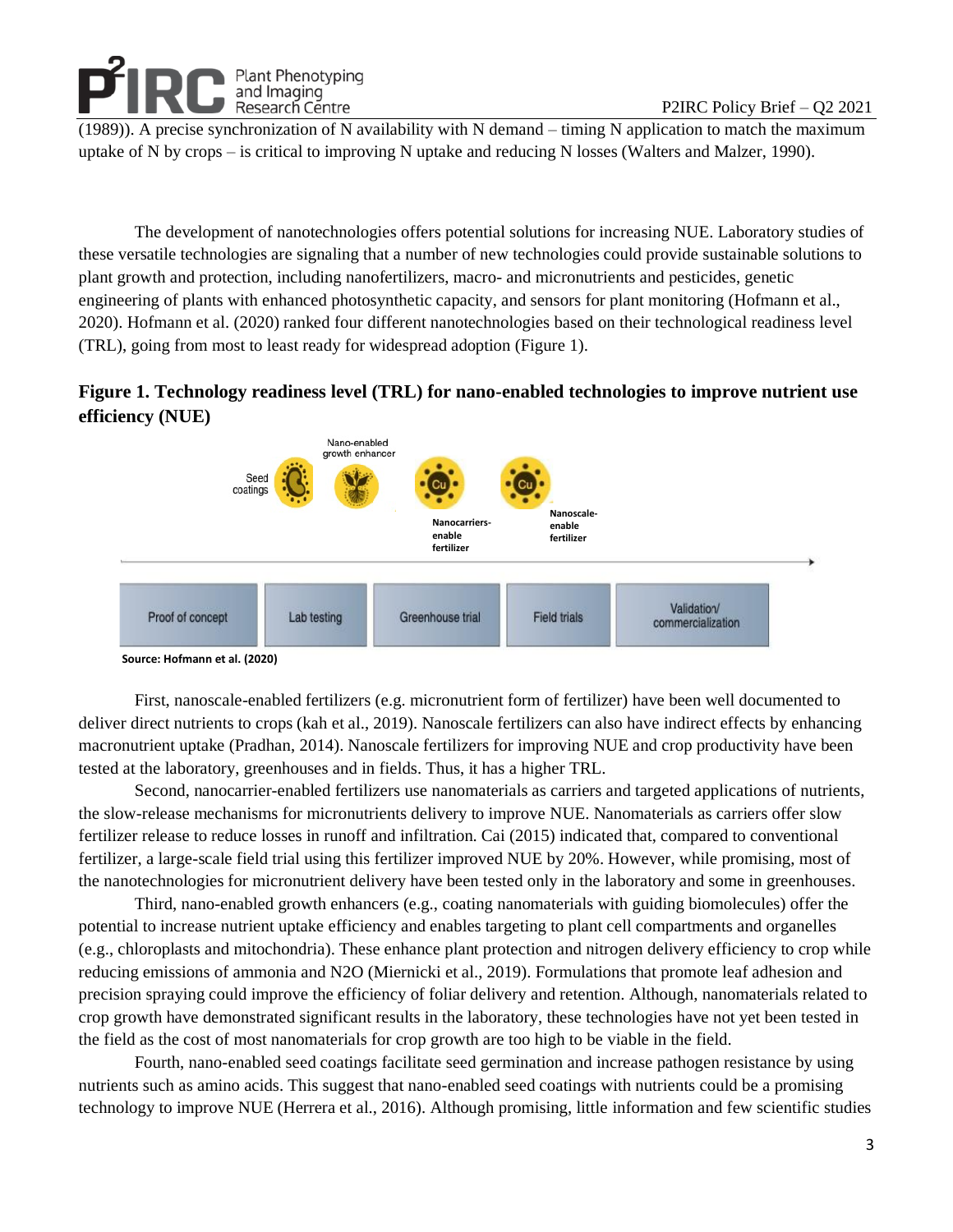(1989)). A precise synchronization of N availability with N demand – timing N application to match the maximum uptake of N by crops – is critical to improving N uptake and reducing N losses (Walters and Malzer, 1990).

The development of nanotechnologies offers potential solutions for increasing NUE. Laboratory studies of these versatile technologies are signaling that a number of new technologies could provide sustainable solutions to plant growth and protection, including nanofertilizers, macro- and micronutrients and pesticides, genetic engineering of plants with enhanced photosynthetic capacity, and sensors for plant monitoring (Hofmann et al., 2020). Hofmann et al. (2020) ranked four different nanotechnologies based on their technological readiness level (TRL), going from most to least ready for widespread adoption (Figure 1).

**Figure 1. Technology readiness level (TRL) for nano-enabled technologies to improve nutrient use efficiency (NUE)**

Seed coatings | Nano-enabled growth enhancer | Nanocarriers-enable fertilizer | Nanoscale-enable fertilizer

Proof of concept → Lab testing → Greenhouse trial → Field trials → Validation/ commercialization

**Source: Hofmann et al. (2020)**

First, nanoscale-enabled fertilizers (e.g. micronutrient form of fertilizer) have been well documented to deliver direct nutrients to crops (kah et al., 2019). Nanoscale fertilizers can also have indirect effects by enhancing macronutrient uptake (Pradhan, 2014). Nanoscale fertilizers for improving NUE and crop productivity have been tested at the laboratory, greenhouses and in fields. Thus, it has a higher TRL.

Second, nanocarrier-enabled fertilizers use nanomaterials as carriers and targeted applications of nutrients, the slow-release mechanisms for micronutrients delivery to improve NUE. Nanomaterials as carriers offer slow fertilizer release to reduce losses in runoff and infiltration. Cai (2015) indicated that, compared to conventional fertilizer, a large-scale field trial using this fertilizer improved NUE by 20%. However, while promising, most of the nanotechnologies for micronutrient delivery have been tested only in the laboratory and some in greenhouses.

Third, nano-enabled growth enhancers (e.g., coating nanomaterials with guiding biomolecules) offer the potential to increase nutrient uptake efficiency and enables targeting to plant cell compartments and organelles (e.g., chloroplasts and mitochondria). These enhance plant protection and nitrogen delivery efficiency to crop while reducing emissions of ammonia and $N_2O$ (Miernicki et al., 2019). Formulations that promote leaf adhesion and precision spraying could improve the efficiency of foliar delivery and retention. Although, nanomaterials related to crop growth have demonstrated significant results in the laboratory, these technologies have not yet been tested in the field as the cost of most nanomaterials for crop growth are too high to be viable in the field.

Fourth, nano-enabled seed coatings facilitate seed germination and increase pathogen resistance by using nutrients such as amino acids. This suggest that nano-enabled seed coatings with nutrients could be a promising technology to improve NUE (Herrera et al., 2016). Although promising, little information and few scientific studies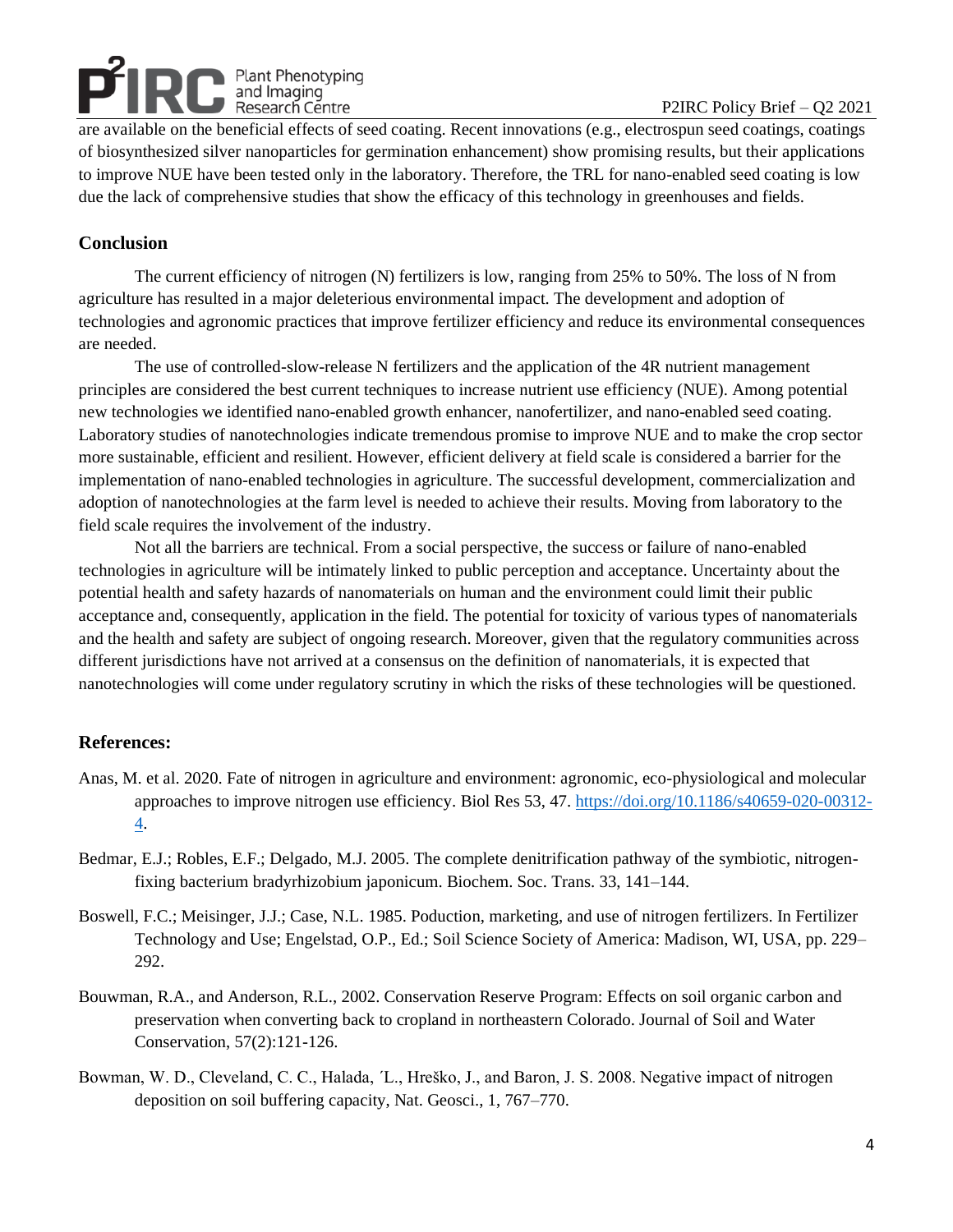are available on the beneficial effects of seed coating. Recent innovations (e.g., electrospun seed coatings, coatings of biosynthesized silver nanoparticles for germination enhancement) show promising results, but their applications to improve NUE have been tested only in the laboratory. Therefore, the TRL for nano-enabled seed coating is low due the lack of comprehensive studies that show the efficacy of this technology in greenhouses and fields.

## Conclusion

The current efficiency of nitrogen (N) fertilizers is low, ranging from 25% to 50%. The loss of N from agriculture has resulted in a major deleterious environmental impact. The development and adoption of technologies and agronomic practices that improve fertilizer efficiency and reduce its environmental consequences are needed.

The use of controlled-slow-release N fertilizers and the application of the 4R nutrient management principles are considered the best current techniques to increase nutrient use efficiency (NUE). Among potential new technologies we identified nano-enabled growth enhancer, nanofertilizer, and nano-enabled seed coating. Laboratory studies of nanotechnologies indicate tremendous promise to improve NUE and to make the crop sector more sustainable, efficient and resilient. However, efficient delivery at field scale is considered a barrier for the implementation of nano-enabled technologies in agriculture. The successful development, commercialization and adoption of nanotechnologies at the farm level is needed to achieve their results. Moving from laboratory to the field scale requires the involvement of the industry.

Not all the barriers are technical. From a social perspective, the success or failure of nano-enabled technologies in agriculture will be intimately linked to public perception and acceptance. Uncertainty about the potential health and safety hazards of nanomaterials on human and the environment could limit their public acceptance and, consequently, application in the field. The potential for toxicity of various types of nanomaterials and the health and safety are subject of ongoing research. Moreover, given that the regulatory communities across different jurisdictions have not arrived at a consensus on the definition of nanomaterials, it is expected that nanotechnologies will come under regulatory scrutiny in which the risks of these technologies will be questioned.

## References:

Anas, M. et al. 2020. Fate of nitrogen in agriculture and environment: agronomic, eco-physiological and molecular approaches to improve nitrogen use efficiency. Biol Res 53, 47. https://doi.org/10.1186/s40659-020-00312-4.

Bedmar, E.J.; Robles, E.F.; Delgado, M.J. 2005. The complete denitrification pathway of the symbiotic, nitrogen-fixing bacterium bradyrhizobium japonicum. Biochem. Soc. Trans. 33, 141–144.

Boswell, F.C.; Meisinger, J.J.; Case, N.L. 1985. Poduction, marketing, and use of nitrogen fertilizers. In Fertilizer Technology and Use; Engelstad, O.P., Ed.; Soil Science Society of America: Madison, WI, USA, pp. 229–292.

Bouwman, R.A., and Anderson, R.L., 2002. Conservation Reserve Program: Effects on soil organic carbon and preservation when converting back to cropland in northeastern Colorado. Journal of Soil and Water Conservation, 57(2):121-126.

Bowman, W. D., Cleveland, C. C., Halada, ´L., Hreško, J., and Baron, J. S. 2008. Negative impact of nitrogen deposition on soil buffering capacity, Nat. Geosci., 1, 767–770.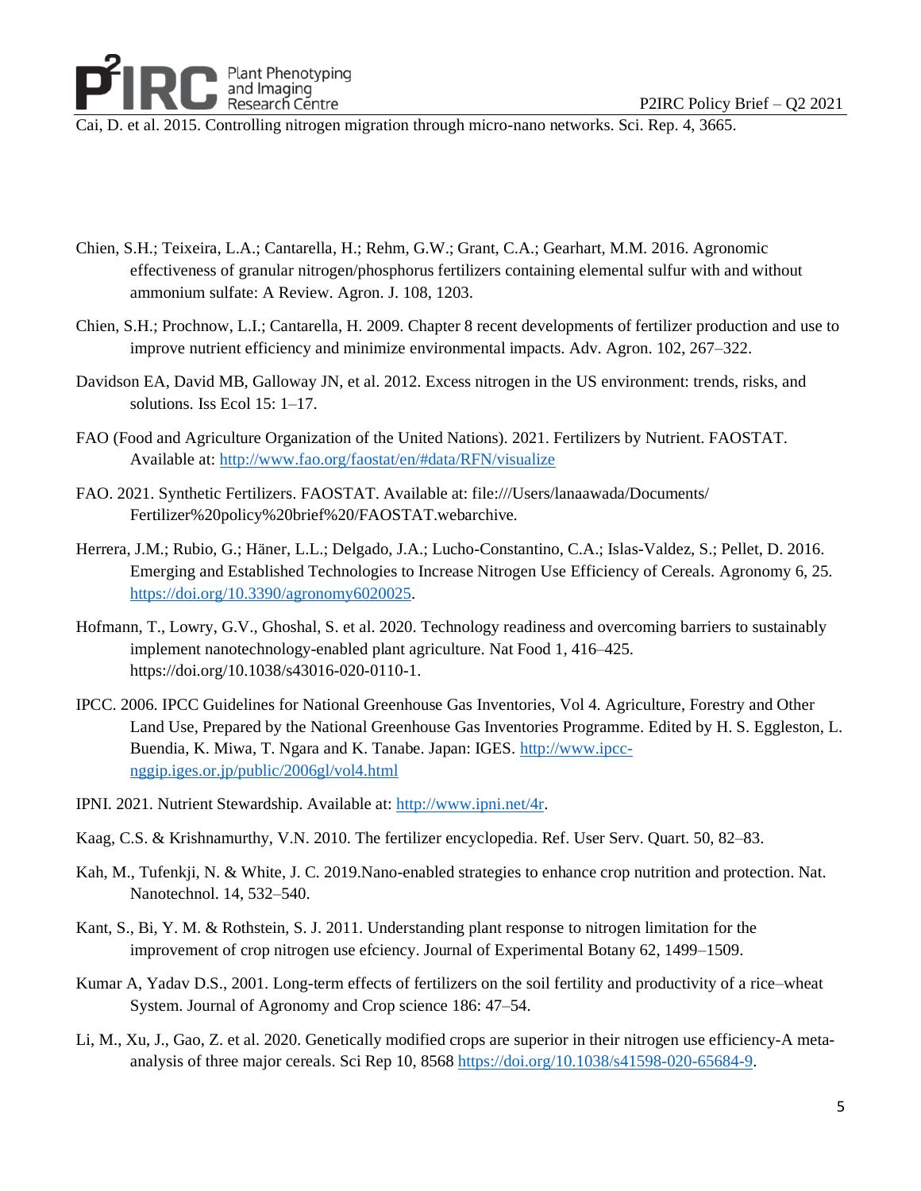Cai, D. et al. 2015. Controlling nitrogen migration through micro-nano networks. Sci. Rep. 4, 3665.

Chien, S.H.; Teixeira, L.A.; Cantarella, H.; Rehm, G.W.; Grant, C.A.; Gearhart, M.M. 2016. Agronomic effectiveness of granular nitrogen/phosphorus fertilizers containing elemental sulfur with and without ammonium sulfate: A Review. Agron. J. 108, 1203.

Chien, S.H.; Prochnow, L.I.; Cantarella, H. 2009. Chapter 8 recent developments of fertilizer production and use to improve nutrient efficiency and minimize environmental impacts. Adv. Agron. 102, 267–322.

Davidson EA, David MB, Galloway JN, et al. 2012. Excess nitrogen in the US environment: trends, risks, and solutions. Iss Ecol 15: 1–17.

FAO (Food and Agriculture Organization of the United Nations). 2021. Fertilizers by Nutrient. FAOSTAT. Available at: [http://www.fao.org/faostat/en/#data/RFN/visualize](http://www.fao.org/faostat/en/#data/RFN/visualize)

FAO. 2021. Synthetic Fertilizers. FAOSTAT. Available at: file:///Users/lanaawada/Documents/Fertilizer%20policy%20brief%20/FAOSTAT.webarchive.

Herrera, J.M.; Rubio, G.; Häner, L.L.; Delgado, J.A.; Lucho-Constantino, C.A.; Islas-Valdez, S.; Pellet, D. 2016. Emerging and Established Technologies to Increase Nitrogen Use Efficiency of Cereals. Agronomy 6, 25. [https://doi.org/10.3390/agronomy6020025](https://doi.org/10.3390/agronomy6020025).

Hofmann, T., Lowry, G.V., Ghoshal, S. et al. 2020. Technology readiness and overcoming barriers to sustainably implement nanotechnology-enabled plant agriculture. Nat Food 1, 416–425. https://doi.org/10.1038/s43016-020-0110-1.

IPCC. 2006. IPCC Guidelines for National Greenhouse Gas Inventories, Vol 4. Agriculture, Forestry and Other Land Use, Prepared by the National Greenhouse Gas Inventories Programme. Edited by H. S. Eggleston, L. Buendia, K. Miwa, T. Ngara and K. Tanabe. Japan: IGES. [http://www.ipcc-nggip.iges.or.jp/public/2006gl/vol4.html](http://www.ipcc-nggip.iges.or.jp/public/2006gl/vol4.html)

IPNI. 2021. Nutrient Stewardship. Available at: [http://www.ipni.net/4r](http://www.ipni.net/4r).

Kaag, C.S. & Krishnamurthy, V.N. 2010. The fertilizer encyclopedia. Ref. User Serv. Quart. 50, 82–83.

Kah, M., Tufenkji, N. & White, J. C. 2019.Nano-enabled strategies to enhance crop nutrition and protection. Nat. Nanotechnol. 14, 532–540.

Kant, S., Bi, Y. M. & Rothstein, S. J. 2011. Understanding plant response to nitrogen limitation for the improvement of crop nitrogen use efciency. Journal of Experimental Botany 62, 1499–1509.

Kumar A, Yadav D.S., 2001. Long-term effects of fertilizers on the soil fertility and productivity of a rice–wheat System. Journal of Agronomy and Crop science 186: 47–54.

Li, M., Xu, J., Gao, Z. et al. 2020. Genetically modified crops are superior in their nitrogen use efficiency-A meta-analysis of three major cereals. Sci Rep 10, 8568 [https://doi.org/10.1038/s41598-020-65684-9](https://doi.org/10.1038/s41598-020-65684-9).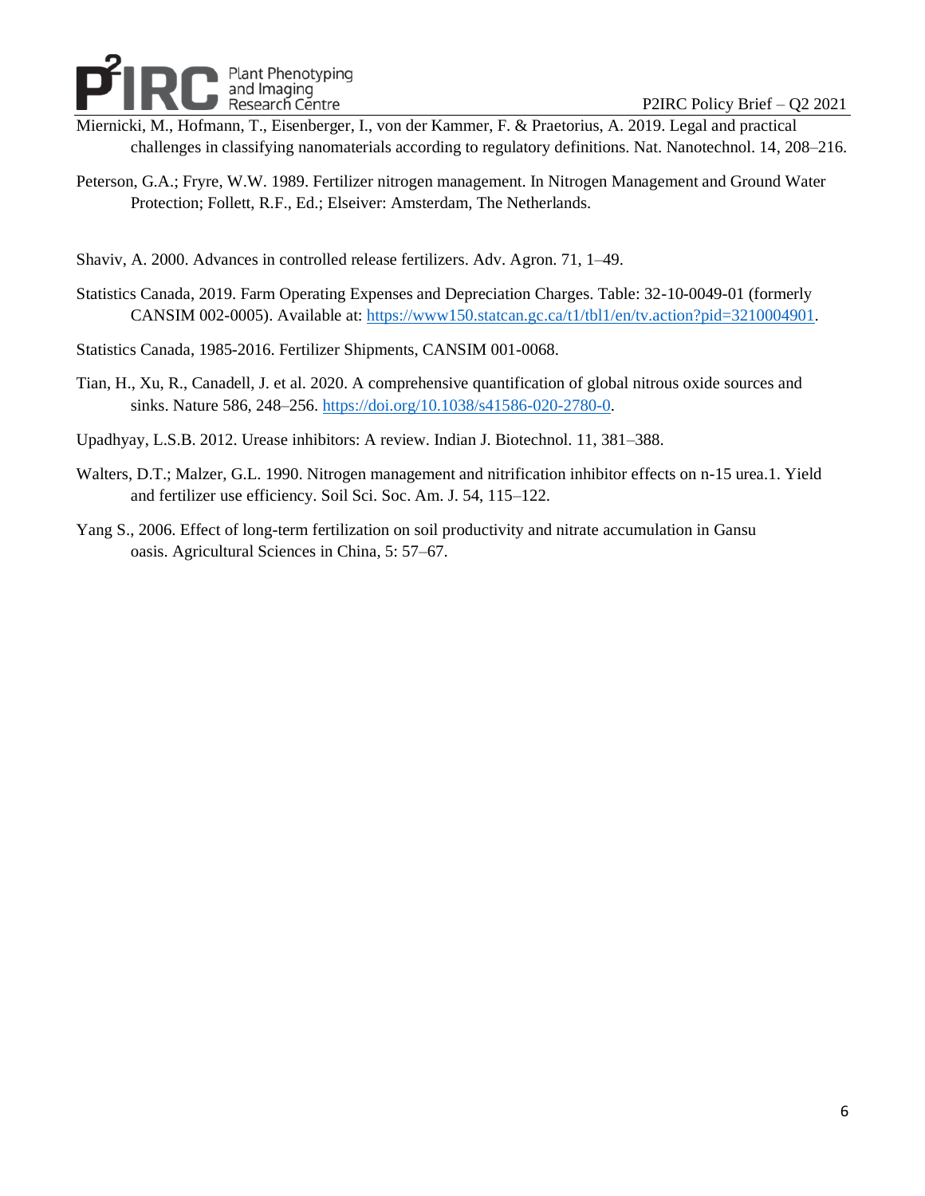Miernicki, M., Hofmann, T., Eisenberger, I., von der Kammer, F. & Praetorius, A. 2019. Legal and practical challenges in classifying nanomaterials according to regulatory definitions. Nat. Nanotechnol. 14, 208–216.

Peterson, G.A.; Fryre, W.W. 1989. Fertilizer nitrogen management. In Nitrogen Management and Ground Water Protection; Follett, R.F., Ed.; Elseiver: Amsterdam, The Netherlands.

Shaviv, A. 2000. Advances in controlled release fertilizers. Adv. Agron. 71, 1–49.

Statistics Canada, 2019. Farm Operating Expenses and Depreciation Charges. Table: 32-10-0049-01 (formerly CANSIM 002-0005). Available at: https://www150.statcan.gc.ca/t1/tbl1/en/tv.action?pid=3210004901.

Statistics Canada, 1985-2016. Fertilizer Shipments, CANSIM 001-0068.

Tian, H., Xu, R., Canadell, J. et al. 2020. A comprehensive quantification of global nitrous oxide sources and sinks. Nature 586, 248–256. https://doi.org/10.1038/s41586-020-2780-0.

Upadhyay, L.S.B. 2012. Urease inhibitors: A review. Indian J. Biotechnol. 11, 381–388.

Walters, D.T.; Malzer, G.L. 1990. Nitrogen management and nitrification inhibitor effects on n-15 urea.1. Yield and fertilizer use efficiency. Soil Sci. Soc. Am. J. 54, 115–122.

Yang S., 2006. Effect of long-term fertilization on soil productivity and nitrate accumulation in Gansu oasis. Agricultural Sciences in China, 5: 57–67.